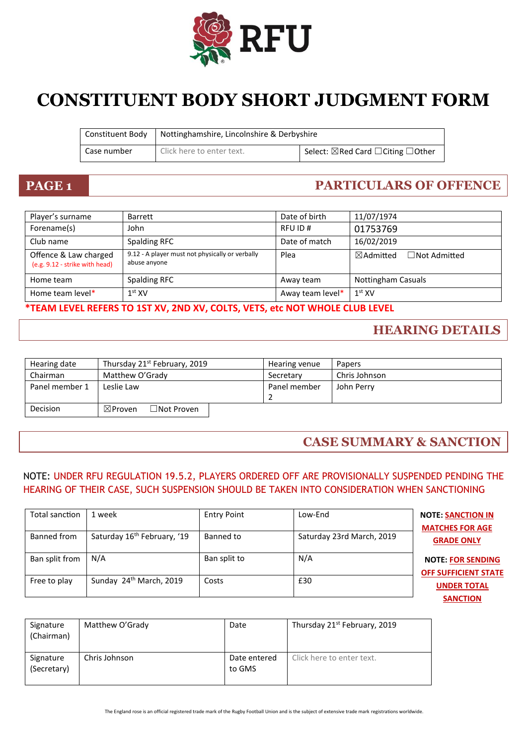RFU

# CONSTITUENT BODY SHORT JUDGMENT FORM

| Constituent Body | Nottinghamshire, Lincolnshire & Derbyshire | |
|---|---|---|
| Case number | Click here to enter text. | Select: ☒Red Card ☐Citing ☐Other |

## PAGE 1 — PARTICULARS OF OFFENCE

| Player's surname | Barrett | Date of birth | 11/07/1974 |
|---|---|---|---|
| Forename(s) | John | RFU ID # | 01753769 |
| Club name | Spalding RFC | Date of match | 16/02/2019 |
| Offence & Law charged (e.g. 9.12 - strike with head) | 9.12 - A player must not physically or verbally abuse anyone | Plea | ☒Admitted ☐Not Admitted |
| Home team | Spalding RFC | Away team | Nottingham Casuals |
| Home team level* | 1st XV | Away team level* | 1st XV |

***TEAM LEVEL REFERS TO 1ST XV, 2ND XV, COLTS, VETS, etc NOT WHOLE CLUB LEVEL**

## HEARING DETAILS

| Hearing date | Thursday 21st February, 2019 | Hearing venue | Papers |
|---|---|---|---|
| Chairman | Matthew O'Grady | Secretary | Chris Johnson |
| Panel member 1 | Leslie Law | Panel member 2 | John Perry |
| Decision | ☒Proven ☐Not Proven | | |

## CASE SUMMARY & SANCTION

NOTE: UNDER RFU REGULATION 19.5.2, PLAYERS ORDERED OFF ARE PROVISIONALLY SUSPENDED PENDING THE HEARING OF THEIR CASE, SUCH SUSPENSION SHOULD BE TAKEN INTO CONSIDERATION WHEN SANCTIONING

| Total sanction | 1 week | Entry Point | Low-End |
|---|---|---|---|
| Banned from | Saturday 16th February, '19 | Banned to | Saturday 23rd March, 2019 |
| Ban split from | N/A | Ban split to | N/A |
| Free to play | Sunday 24th March, 2019 | Costs | £30 |

**NOTE: SANCTION IN MATCHES FOR AGE GRADE ONLY**

**NOTE: FOR SENDING OFF SUFFICIENT STATE UNDER TOTAL SANCTION**

| Signature (Chairman) | Matthew O'Grady | Date | Thursday 21st February, 2019 |
|---|---|---|---|
| Signature (Secretary) | Chris Johnson | Date entered to GMS | Click here to enter text. |

The England rose is an official registered trade mark of the Rugby Football Union and is the subject of extensive trade mark registrations worldwide.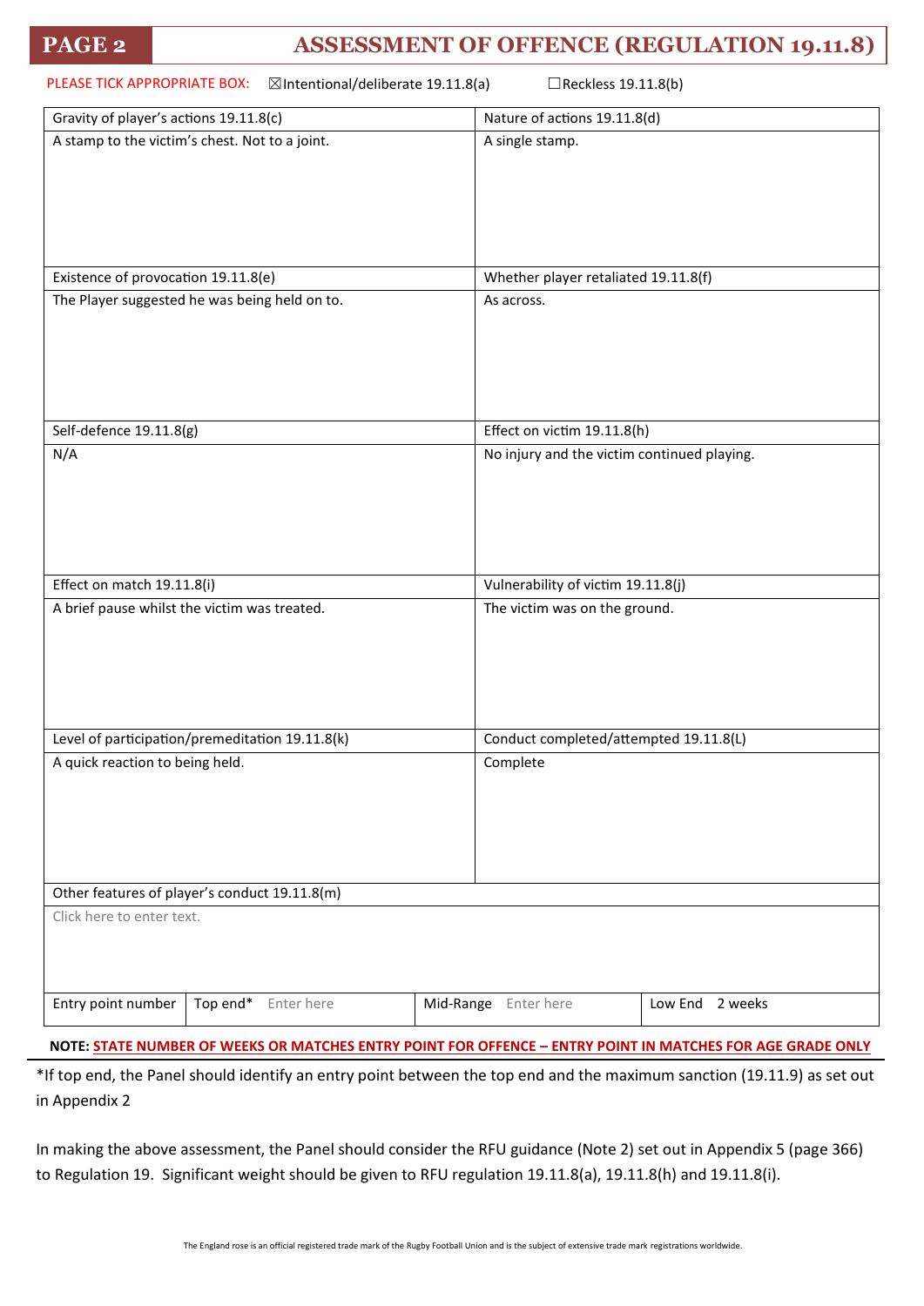## PAGE 2 ASSESSMENT OF OFFENCE (REGULATION 19.11.8)

PLEASE TICK APPROPRIATE BOX: ☒Intentional/deliberate 19.11.8(a) ☐Reckless 19.11.8(b)

| Gravity of player's actions 19.11.8(c) | Nature of actions 19.11.8(d) |
|---|---|
| A stamp to the victim's chest. Not to a joint. | A single stamp. |
| **Existence of provocation 19.11.8(e)** | **Whether player retaliated 19.11.8(f)** |
| The Player suggested he was being held on to. | As across. |
| **Self-defence 19.11.8(g)** | **Effect on victim 19.11.8(h)** |
| N/A | No injury and the victim continued playing. |
| **Effect on match 19.11.8(i)** | **Vulnerability of victim 19.11.8(j)** |
| A brief pause whilst the victim was treated. | The victim was on the ground. |
| **Level of participation/premeditation 19.11.8(k)** | **Conduct completed/attempted 19.11.8(L)** |
| A quick reaction to being held. | Complete |

| Other features of player's conduct 19.11.8(m) |
|---|
| Click here to enter text. |

| Entry point number | Top end* Enter here | Mid-Range Enter here | Low End 2 weeks |
|---|---|---|---|

**NOTE: STATE NUMBER OF WEEKS OR MATCHES ENTRY POINT FOR OFFENCE – ENTRY POINT IN MATCHES FOR AGE GRADE ONLY**

*If top end, the Panel should identify an entry point between the top end and the maximum sanction (19.11.9) as set out in Appendix 2

In making the above assessment, the Panel should consider the RFU guidance (Note 2) set out in Appendix 5 (page 366) to Regulation 19. Significant weight should be given to RFU regulation 19.11.8(a), 19.11.8(h) and 19.11.8(i).

The England rose is an official registered trade mark of the Rugby Football Union and is the subject of extensive trade mark registrations worldwide.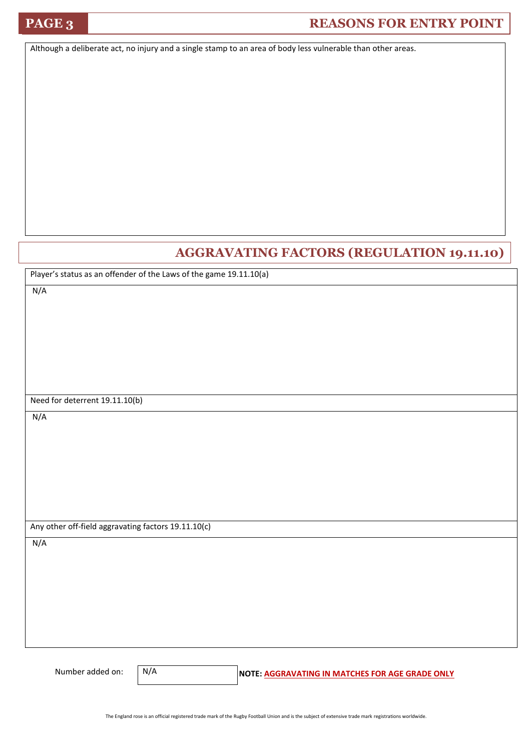## REASONS FOR ENTRY POINT

Although a deliberate act, no injury and a single stamp to an area of body less vulnerable than other areas.

## AGGRAVATING FACTORS (REGULATION 19.11.10)

Player's status as an offender of the Laws of the game 19.11.10(a)

N/A

Need for deterrent 19.11.10(b)

N/A

Any other off-field aggravating factors 19.11.10(c)

N/A

Number added on: N/A

**NOTE: AGGRAVATING IN MATCHES FOR AGE GRADE ONLY**

The England rose is an official registered trade mark of the Rugby Football Union and is the subject of extensive trade mark registrations worldwide.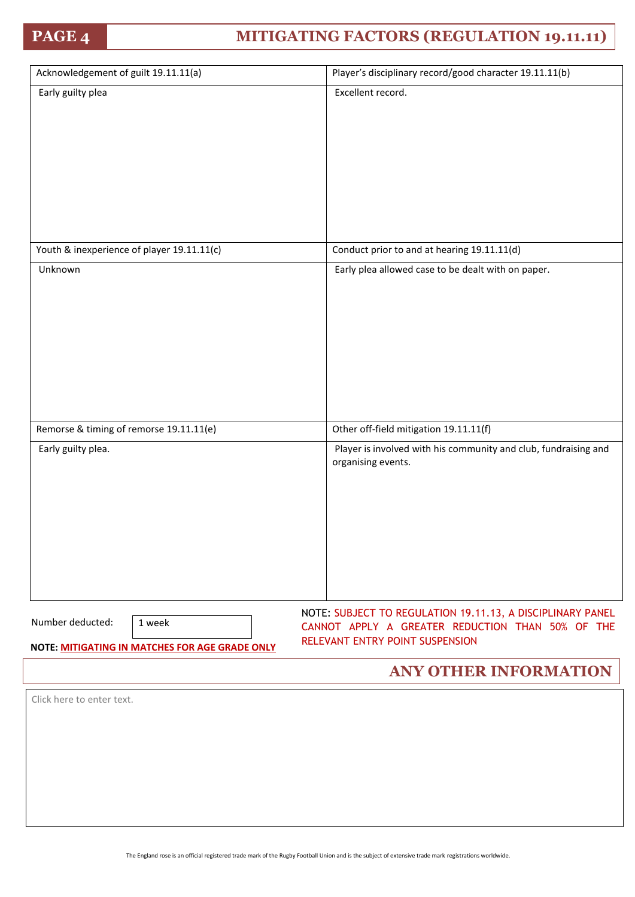## PAGE 4 MITIGATING FACTORS (REGULATION 19.11.11)

| Acknowledgement of guilt 19.11.11(a) | Player's disciplinary record/good character 19.11.11(b) |
|---|---|
| Early guilty plea | Excellent record. |
| **Youth & inexperience of player 19.11.11(c)** | **Conduct prior to and at hearing 19.11.11(d)** |
| Unknown | Early plea allowed case to be dealt with on paper. |
| **Remorse & timing of remorse 19.11.11(e)** | **Other off-field mitigation 19.11.11(f)** |
| Early guilty plea. | Player is involved with his community and club, fundraising and organising events. |

Number deducted: 1 week

**NOTE: MITIGATING IN MATCHES FOR AGE GRADE ONLY**

NOTE: SUBJECT TO REGULATION 19.11.13, A DISCIPLINARY PANEL CANNOT APPLY A GREATER REDUCTION THAN 50% OF THE RELEVANT ENTRY POINT SUSPENSION

## ANY OTHER INFORMATION

Click here to enter text.

The England rose is an official registered trade mark of the Rugby Football Union and is the subject of extensive trade mark registrations worldwide.